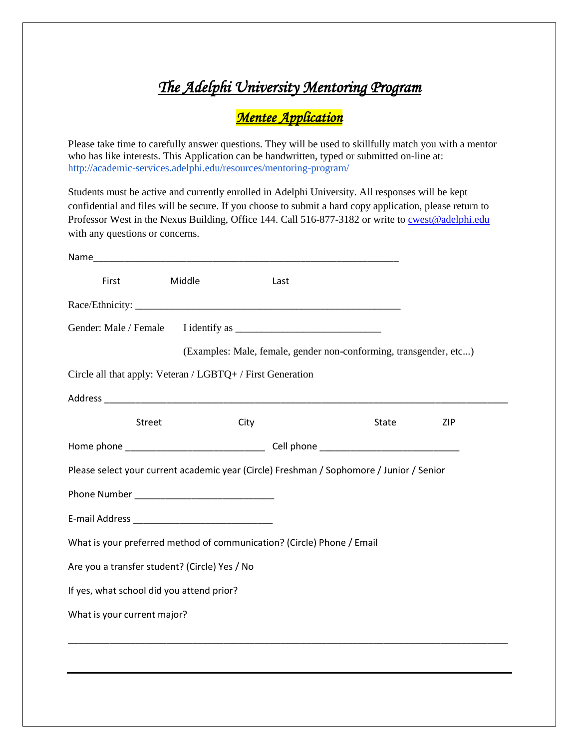# *The Adelphi University Mentoring Program*

## *Mentee Application*

Please take time to carefully answer questions. They will be used to skillfully match you with a mentor who has like interests. This Application can be handwritten, typed or submitted on-line at: http://academic-services.adelphi.edu/resources/mentoring-program/

Students must be active and currently enrolled in Adelphi University. All responses will be kept confidential and files will be secure. If you choose to submit a hard copy application, please return to Professor West in the Nexus Building, Office 144. Call 516-877-3182 or write to cwest@adelphi.edu with any questions or concerns.

Name_____________________________________________________________

First Middle Last

Race/Ethnicity: _____________________________________________________

Gender: Male / Female I identify as ___________________________

(Examples: Male, female, gender non-conforming, transgender, etc...)

Circle all that apply: Veteran / LGBTQ+ / First Generation

Address ________________________________________________________________________________

Street City State ZIP

Home phone ___________________________ Cell phone ___________________________

Please select your current academic year (Circle) Freshman / Sophomore / Junior / Senior

Phone Number ___________________________

E-mail Address ___________________________

What is your preferred method of communication? (Circle) Phone / Email

Are you a transfer student? (Circle) Yes / No

If yes, what school did you attend prior?

What is your current major?

_____________________________________________________________________________________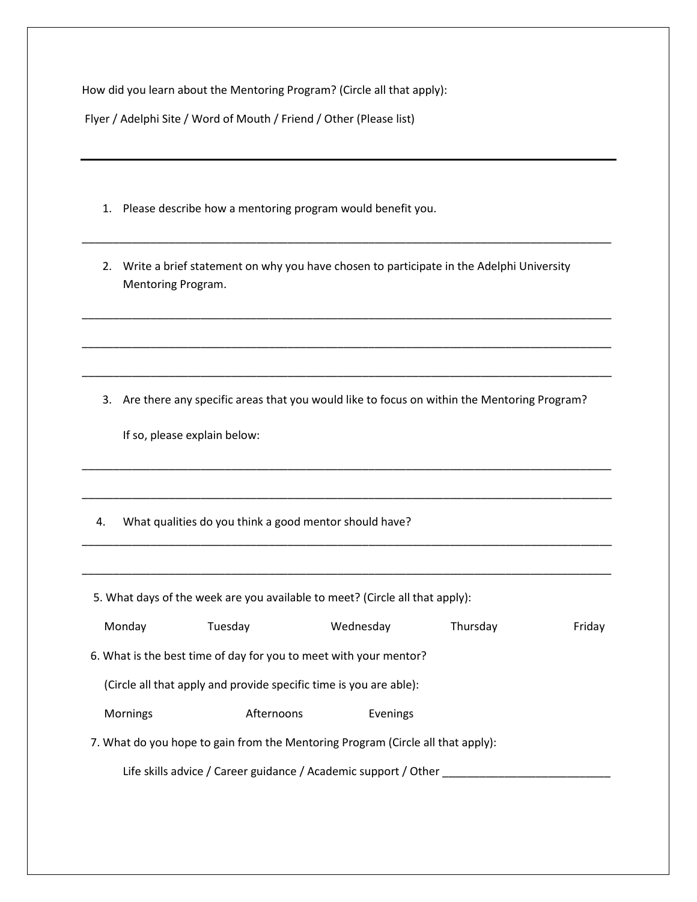How did you learn about the Mentoring Program? (Circle all that apply):

Flyer / Adelphi Site / Word of Mouth / Friend / Other (Please list)

---

1. Please describe how a mentoring program would benefit you.

_____________________________________________________________________________________

2. Write a brief statement on why you have chosen to participate in the Adelphi University Mentoring Program.

_____________________________________________________________________________________

_____________________________________________________________________________________

_____________________________________________________________________________________

3. Are there any specific areas that you would like to focus on within the Mentoring Program?

   If so, please explain below:

_____________________________________________________________________________________

_____________________________________________________________________________________

4. What qualities do you think a good mentor should have?

_____________________________________________________________________________________

_____________________________________________________________________________________

5. What days of the week are you available to meet? (Circle all that apply):

   Monday    Tuesday    Wednesday    Thursday    Friday

6. What is the best time of day for you to meet with your mentor?

   (Circle all that apply and provide specific time is you are able):

   Mornings    Afternoons    Evenings

7. What do you hope to gain from the Mentoring Program (Circle all that apply):

   Life skills advice / Career guidance / Academic support / Other ___________________________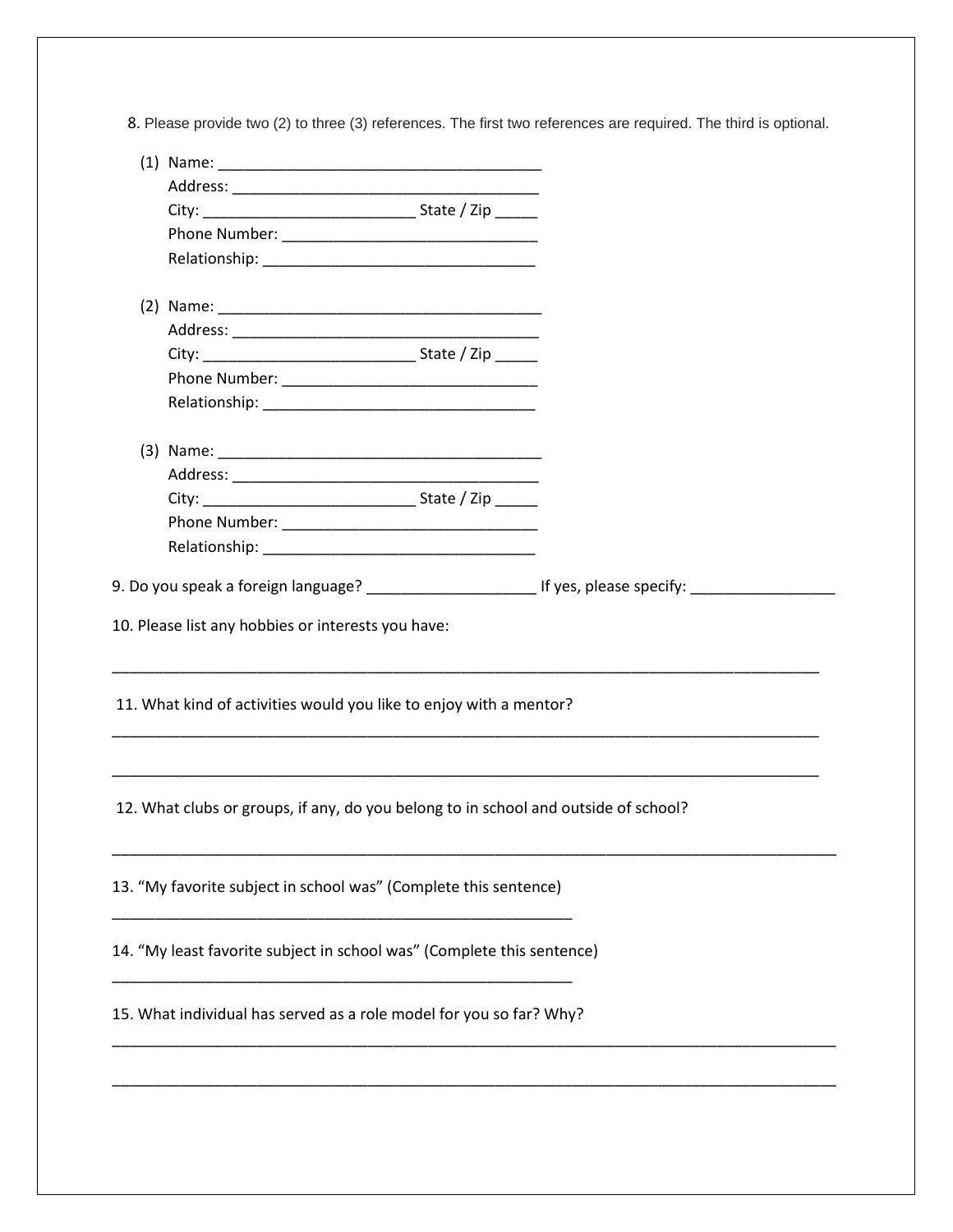8. Please provide two (2) to three (3) references. The first two references are required. The third is optional.

(1) Name: ______________________________________
Address: ____________________________________
City: _________________________ State / Zip _____
Phone Number: ______________________________
Relationship: ________________________________

(2) Name: ______________________________________
Address: ____________________________________
City: _________________________ State / Zip _____
Phone Number: ______________________________
Relationship: ________________________________

(3) Name: ______________________________________
Address: ____________________________________
City: _________________________ State / Zip _____
Phone Number: ______________________________
Relationship: ________________________________

9. Do you speak a foreign language? ____________________ If yes, please specify: _________________

10. Please list any hobbies or interests you have:

______________________________________________________________________________________

11. What kind of activities would you like to enjoy with a mentor?

______________________________________________________________________________________

______________________________________________________________________________________

12. What clubs or groups, if any, do you belong to in school and outside of school?

______________________________________________________________________________________

13. "My favorite subject in school was" (Complete this sentence)

________________________________________________________

14. "My least favorite subject in school was" (Complete this sentence)

________________________________________________________

15. What individual has served as a role model for you so far? Why?

______________________________________________________________________________________

______________________________________________________________________________________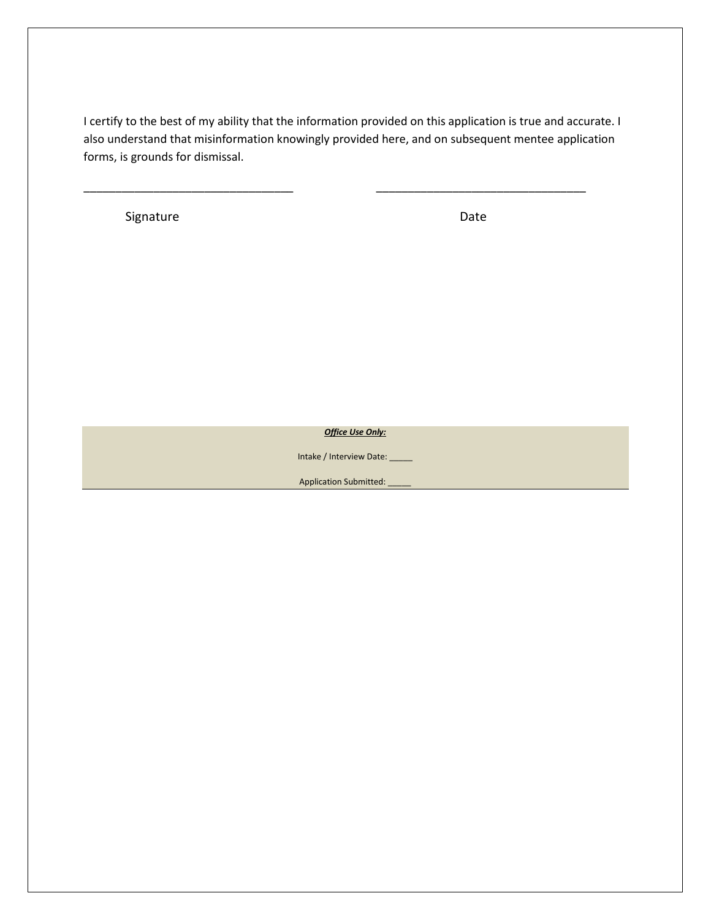I certify to the best of my ability that the information provided on this application is true and accurate. I also understand that misinformation knowingly provided here, and on subsequent mentee application forms, is grounds for dismissal.

_________________________________ _________________________________

Signature Date

***Office Use Only:***

Intake / Interview Date: _____

Application Submitted: _____